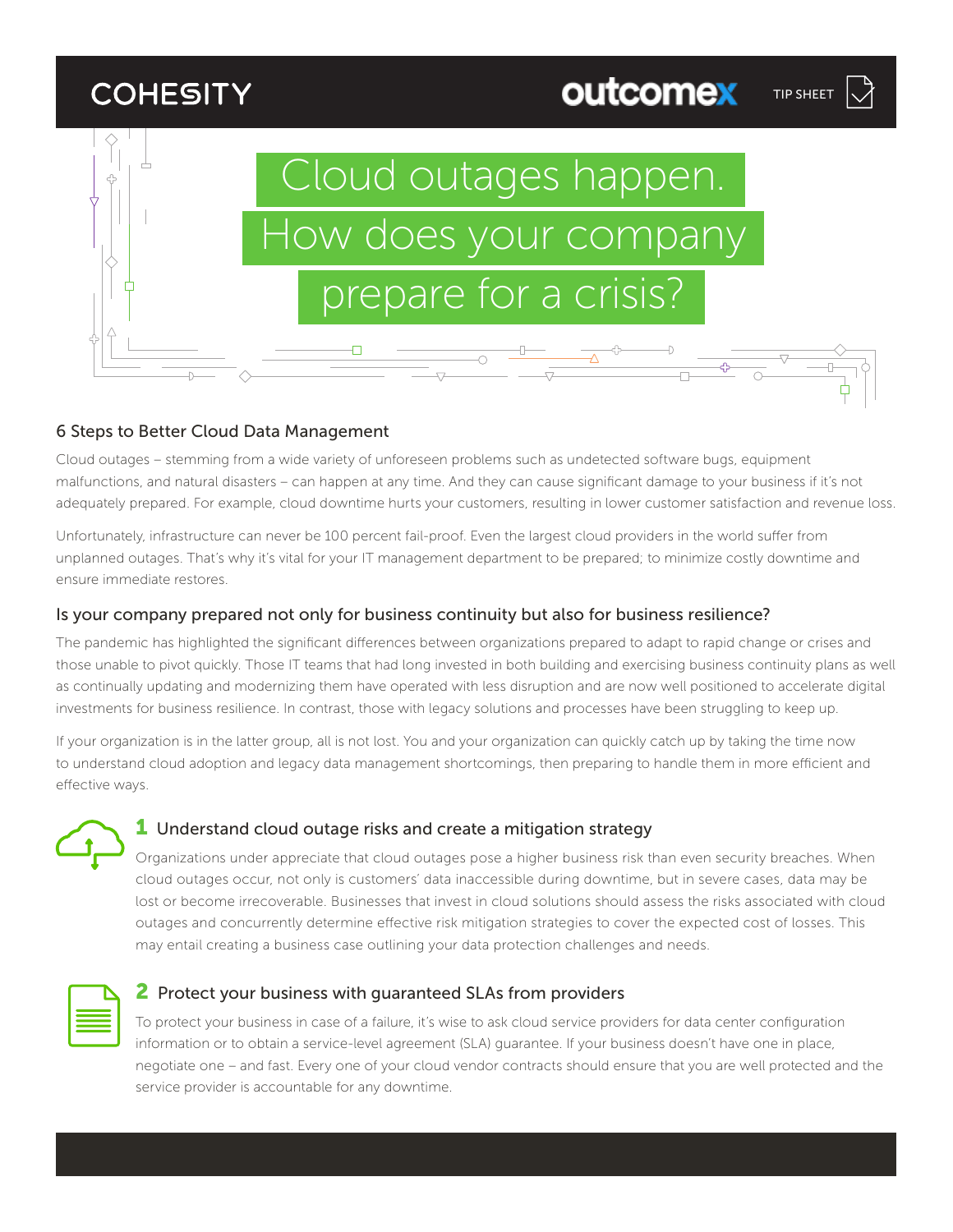COHESITY outcomex TIP SHEET

# Cloud outages happen. How does your company prepare for a crisis?

## 6 Steps to Better Cloud Data Management

Cloud outages – stemming from a wide variety of unforeseen problems such as undetected software bugs, equipment malfunctions, and natural disasters – can happen at any time. And they can cause significant damage to your business if it's not adequately prepared. For example, cloud downtime hurts your customers, resulting in lower customer satisfaction and revenue loss.

Unfortunately, infrastructure can never be 100 percent fail-proof. Even the largest cloud providers in the world suffer from unplanned outages. That's why it's vital for your IT management department to be prepared; to minimize costly downtime and ensure immediate restores.

## Is your company prepared not only for business continuity but also for business resilience?

The pandemic has highlighted the significant differences between organizations prepared to adapt to rapid change or crises and those unable to pivot quickly. Those IT teams that had long invested in both building and exercising business continuity plans as well as continually updating and modernizing them have operated with less disruption and are now well positioned to accelerate digital investments for business resilience. In contrast, those with legacy solutions and processes have been struggling to keep up.

If your organization is in the latter group, all is not lost. You and your organization can quickly catch up by taking the time now to understand cloud adoption and legacy data management shortcomings, then preparing to handle them in more efficient and effective ways.

### 1 Understand cloud outage risks and create a mitigation strategy

Organizations under appreciate that cloud outages pose a higher business risk than even security breaches. When cloud outages occur, not only is customers' data inaccessible during downtime, but in severe cases, data may be lost or become irrecoverable. Businesses that invest in cloud solutions should assess the risks associated with cloud outages and concurrently determine effective risk mitigation strategies to cover the expected cost of losses. This may entail creating a business case outlining your data protection challenges and needs.

### 2 Protect your business with guaranteed SLAs from providers

To protect your business in case of a failure, it's wise to ask cloud service providers for data center configuration information or to obtain a service-level agreement (SLA) guarantee. If your business doesn't have one in place, negotiate one – and fast. Every one of your cloud vendor contracts should ensure that you are well protected and the service provider is accountable for any downtime.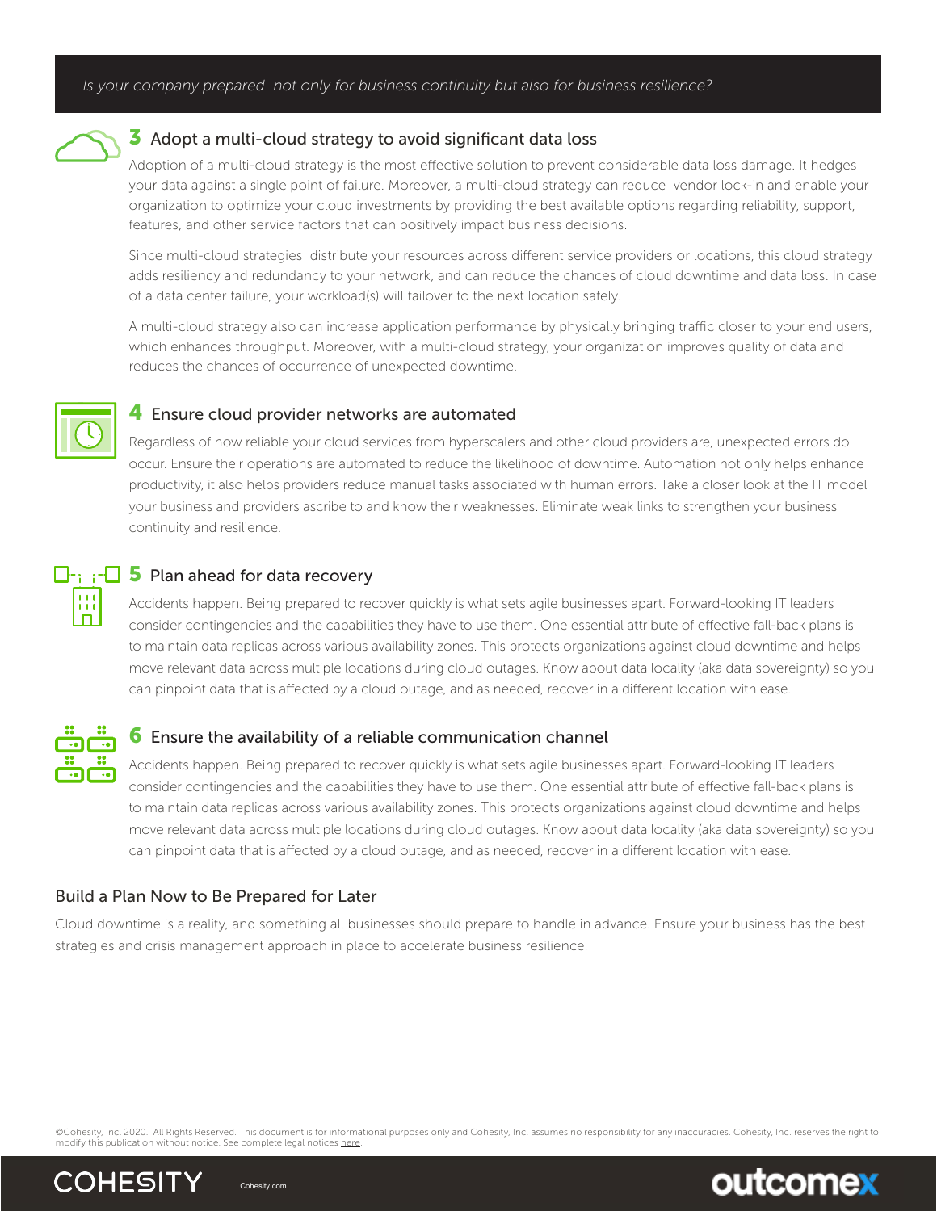*Is your company prepared not only for business continuity but also for business resilience?*

### 3 Adopt a multi-cloud strategy to avoid significant data loss

Adoption of a multi-cloud strategy is the most effective solution to prevent considerable data loss damage. It hedges your data against a single point of failure. Moreover, a multi-cloud strategy can reduce vendor lock-in and enable your organization to optimize your cloud investments by providing the best available options regarding reliability, support, features, and other service factors that can positively impact business decisions.

Since multi-cloud strategies distribute your resources across different service providers or locations, this cloud strategy adds resiliency and redundancy to your network, and can reduce the chances of cloud downtime and data loss. In case of a data center failure, your workload(s) will failover to the next location safely.

A multi-cloud strategy also can increase application performance by physically bringing traffic closer to your end users, which enhances throughput. Moreover, with a multi-cloud strategy, your organization improves quality of data and reduces the chances of occurrence of unexpected downtime.

### 4 Ensure cloud provider networks are automated

Regardless of how reliable your cloud services from hyperscalers and other cloud providers are, unexpected errors do occur. Ensure their operations are automated to reduce the likelihood of downtime. Automation not only helps enhance productivity, it also helps providers reduce manual tasks associated with human errors. Take a closer look at the IT model your business and providers ascribe to and know their weaknesses. Eliminate weak links to strengthen your business continuity and resilience.

### 5 Plan ahead for data recovery

Accidents happen. Being prepared to recover quickly is what sets agile businesses apart. Forward-looking IT leaders consider contingencies and the capabilities they have to use them. One essential attribute of effective fall-back plans is to maintain data replicas across various availability zones. This protects organizations against cloud downtime and helps move relevant data across multiple locations during cloud outages. Know about data locality (aka data sovereignty) so you can pinpoint data that is affected by a cloud outage, and as needed, recover in a different location with ease.

### 6 Ensure the availability of a reliable communication channel

Accidents happen. Being prepared to recover quickly is what sets agile businesses apart. Forward-looking IT leaders consider contingencies and the capabilities they have to use them. One essential attribute of effective fall-back plans is to maintain data replicas across various availability zones. This protects organizations against cloud downtime and helps move relevant data across multiple locations during cloud outages. Know about data locality (aka data sovereignty) so you can pinpoint data that is affected by a cloud outage, and as needed, recover in a different location with ease.

## Build a Plan Now to Be Prepared for Later

Cloud downtime is a reality, and something all businesses should prepare to handle in advance. Ensure your business has the best strategies and crisis management approach in place to accelerate business resilience.

©Cohesity, Inc. 2020. All Rights Reserved. This document is for informational purposes only and Cohesity, Inc. assumes no responsibility for any inaccuracies. Cohesity, Inc. reserves the right to modify this publication without notice. See complete legal notices here.

COHESITY Cohesity.com

outcomex